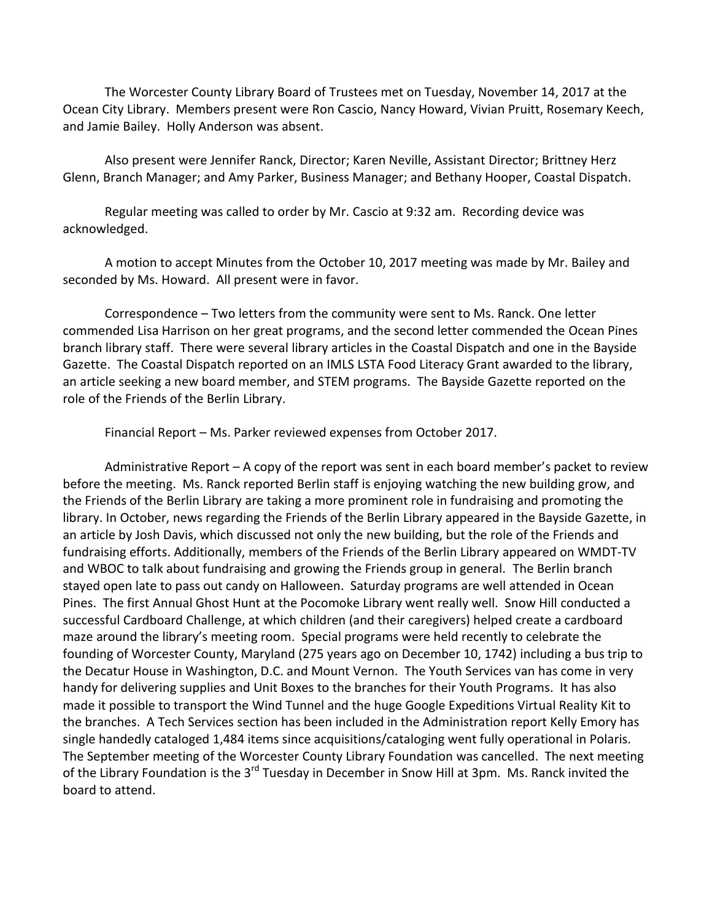The Worcester County Library Board of Trustees met on Tuesday, November 14, 2017 at the Ocean City Library. Members present were Ron Cascio, Nancy Howard, Vivian Pruitt, Rosemary Keech, and Jamie Bailey. Holly Anderson was absent.

Also present were Jennifer Ranck, Director; Karen Neville, Assistant Director; Brittney Herz Glenn, Branch Manager; and Amy Parker, Business Manager; and Bethany Hooper, Coastal Dispatch.

Regular meeting was called to order by Mr. Cascio at 9:32 am. Recording device was acknowledged.

A motion to accept Minutes from the October 10, 2017 meeting was made by Mr. Bailey and seconded by Ms. Howard. All present were in favor.

Correspondence – Two letters from the community were sent to Ms. Ranck. One letter commended Lisa Harrison on her great programs, and the second letter commended the Ocean Pines branch library staff. There were several library articles in the Coastal Dispatch and one in the Bayside Gazette. The Coastal Dispatch reported on an IMLS LSTA Food Literacy Grant awarded to the library, an article seeking a new board member, and STEM programs. The Bayside Gazette reported on the role of the Friends of the Berlin Library.

Financial Report – Ms. Parker reviewed expenses from October 2017.

Administrative Report – A copy of the report was sent in each board member's packet to review before the meeting. Ms. Ranck reported Berlin staff is enjoying watching the new building grow, and the Friends of the Berlin Library are taking a more prominent role in fundraising and promoting the library. In October, news regarding the Friends of the Berlin Library appeared in the Bayside Gazette, in an article by Josh Davis, which discussed not only the new building, but the role of the Friends and fundraising efforts. Additionally, members of the Friends of the Berlin Library appeared on WMDT-TV and WBOC to talk about fundraising and growing the Friends group in general. The Berlin branch stayed open late to pass out candy on Halloween. Saturday programs are well attended in Ocean Pines. The first Annual Ghost Hunt at the Pocomoke Library went really well. Snow Hill conducted a successful Cardboard Challenge, at which children (and their caregivers) helped create a cardboard maze around the library's meeting room. Special programs were held recently to celebrate the founding of Worcester County, Maryland (275 years ago on December 10, 1742) including a bus trip to the Decatur House in Washington, D.C. and Mount Vernon. The Youth Services van has come in very handy for delivering supplies and Unit Boxes to the branches for their Youth Programs. It has also made it possible to transport the Wind Tunnel and the huge Google Expeditions Virtual Reality Kit to the branches. A Tech Services section has been included in the Administration report Kelly Emory has single handedly cataloged 1,484 items since acquisitions/cataloging went fully operational in Polaris. The September meeting of the Worcester County Library Foundation was cancelled. The next meeting of the Library Foundation is the 3rd Tuesday in December in Snow Hill at 3pm. Ms. Ranck invited the board to attend.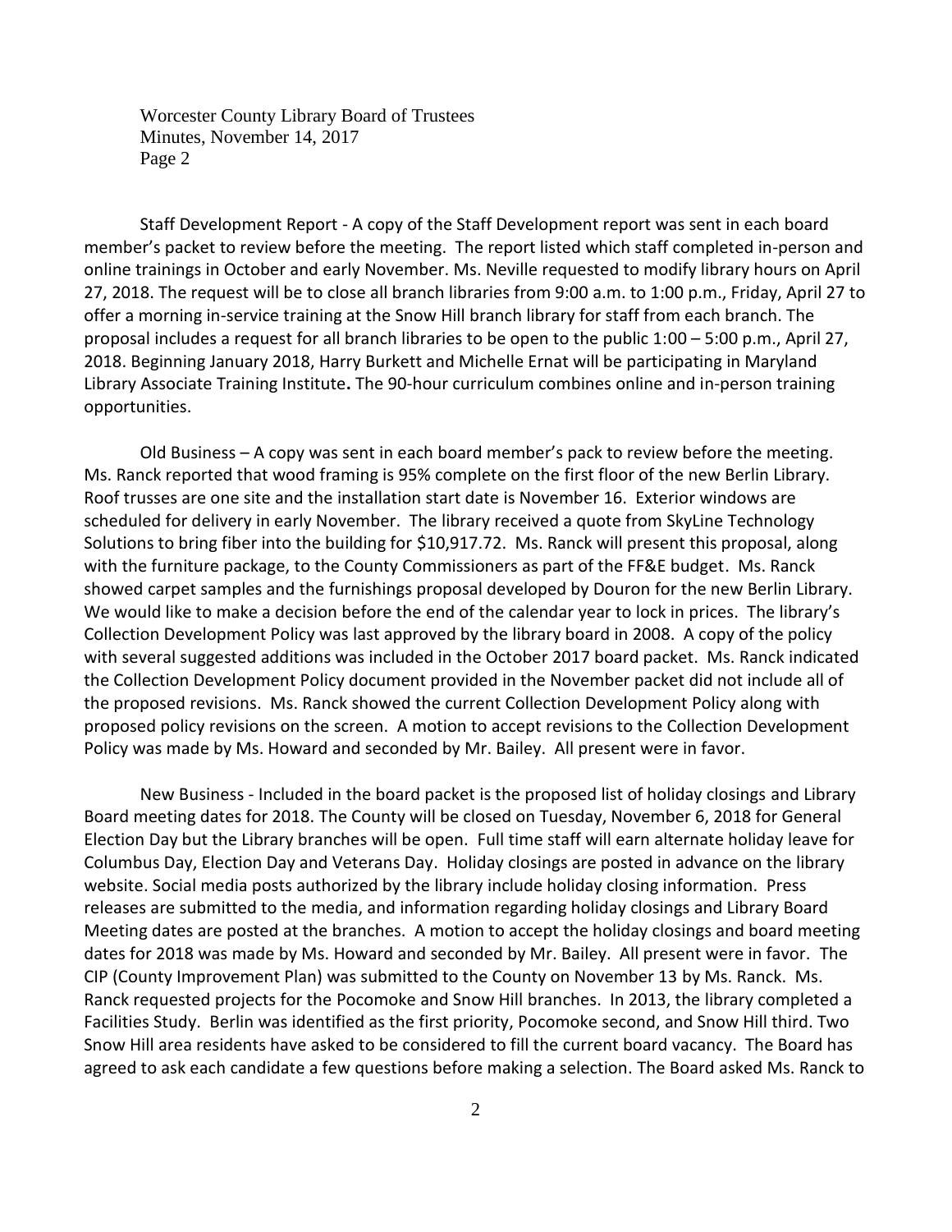Staff Development Report - A copy of the Staff Development report was sent in each board member's packet to review before the meeting. The report listed which staff completed in-person and online trainings in October and early November. Ms. Neville requested to modify library hours on April 27, 2018. The request will be to close all branch libraries from 9:00 a.m. to 1:00 p.m., Friday, April 27 to offer a morning in-service training at the Snow Hill branch library for staff from each branch. The proposal includes a request for all branch libraries to be open to the public 1:00 – 5:00 p.m., April 27, 2018. Beginning January 2018, Harry Burkett and Michelle Ernat will be participating in Maryland Library Associate Training Institute**.** The 90-hour curriculum combines online and in-person training opportunities.

Old Business – A copy was sent in each board member's pack to review before the meeting. Ms. Ranck reported that wood framing is 95% complete on the first floor of the new Berlin Library. Roof trusses are one site and the installation start date is November 16. Exterior windows are scheduled for delivery in early November. The library received a quote from SkyLine Technology Solutions to bring fiber into the building for $10,917.72. Ms. Ranck will present this proposal, along with the furniture package, to the County Commissioners as part of the FF&E budget. Ms. Ranck showed carpet samples and the furnishings proposal developed by Douron for the new Berlin Library. We would like to make a decision before the end of the calendar year to lock in prices. The library's Collection Development Policy was last approved by the library board in 2008. A copy of the policy with several suggested additions was included in the October 2017 board packet. Ms. Ranck indicated the Collection Development Policy document provided in the November packet did not include all of the proposed revisions. Ms. Ranck showed the current Collection Development Policy along with proposed policy revisions on the screen. A motion to accept revisions to the Collection Development Policy was made by Ms. Howard and seconded by Mr. Bailey. All present were in favor.

New Business - Included in the board packet is the proposed list of holiday closings and Library Board meeting dates for 2018. The County will be closed on Tuesday, November 6, 2018 for General Election Day but the Library branches will be open. Full time staff will earn alternate holiday leave for Columbus Day, Election Day and Veterans Day. Holiday closings are posted in advance on the library website. Social media posts authorized by the library include holiday closing information. Press releases are submitted to the media, and information regarding holiday closings and Library Board Meeting dates are posted at the branches. A motion to accept the holiday closings and board meeting dates for 2018 was made by Ms. Howard and seconded by Mr. Bailey. All present were in favor. The CIP (County Improvement Plan) was submitted to the County on November 13 by Ms. Ranck. Ms. Ranck requested projects for the Pocomoke and Snow Hill branches. In 2013, the library completed a Facilities Study. Berlin was identified as the first priority, Pocomoke second, and Snow Hill third. Two Snow Hill area residents have asked to be considered to fill the current board vacancy. The Board has agreed to ask each candidate a few questions before making a selection. The Board asked Ms. Ranck to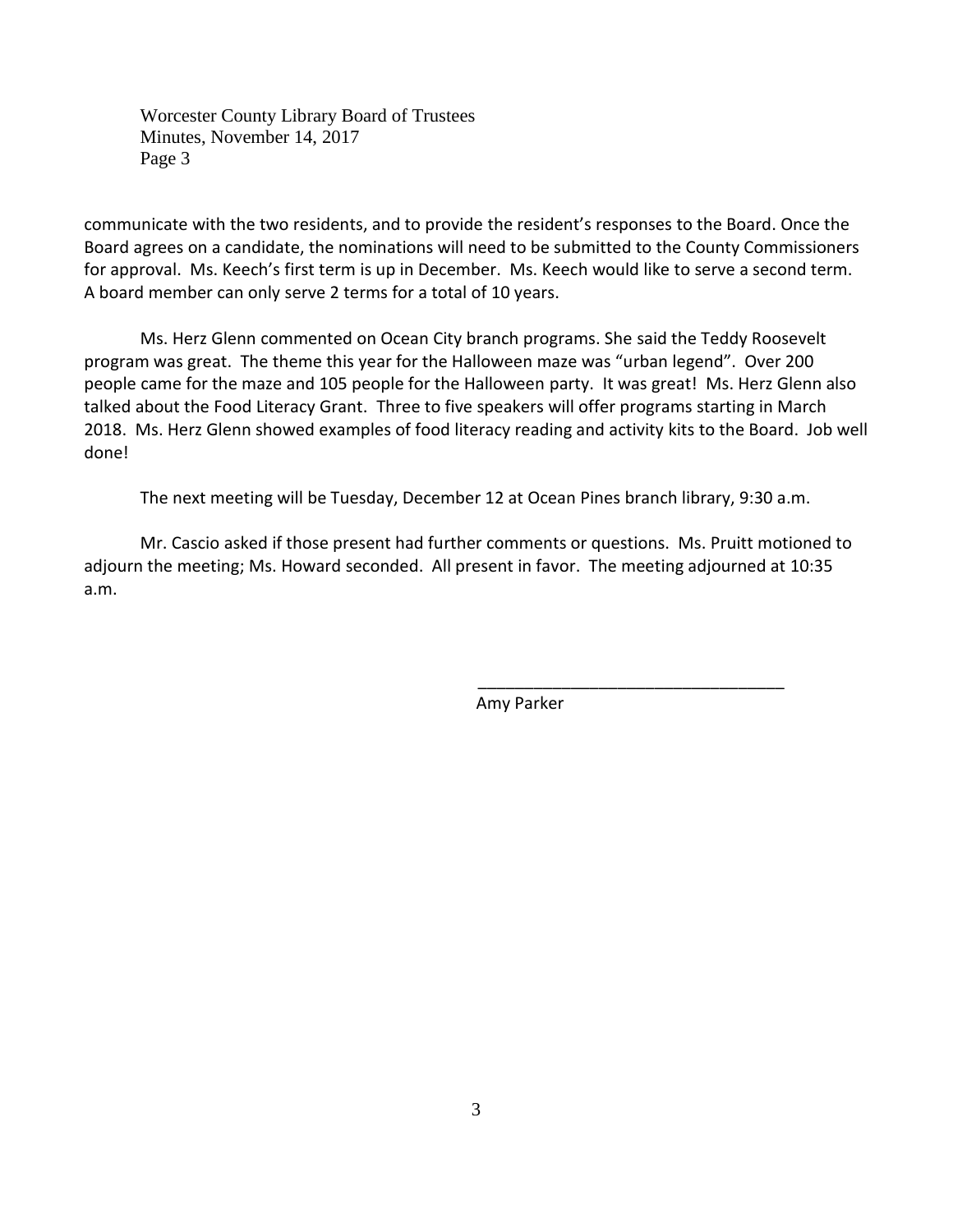communicate with the two residents, and to provide the resident's responses to the Board. Once the Board agrees on a candidate, the nominations will need to be submitted to the County Commissioners for approval. Ms. Keech's first term is up in December. Ms. Keech would like to serve a second term. A board member can only serve 2 terms for a total of 10 years.

Ms. Herz Glenn commented on Ocean City branch programs. She said the Teddy Roosevelt program was great. The theme this year for the Halloween maze was "urban legend". Over 200 people came for the maze and 105 people for the Halloween party. It was great! Ms. Herz Glenn also talked about the Food Literacy Grant. Three to five speakers will offer programs starting in March 2018. Ms. Herz Glenn showed examples of food literacy reading and activity kits to the Board. Job well done!

The next meeting will be Tuesday, December 12 at Ocean Pines branch library, 9:30 a.m.

Mr. Cascio asked if those present had further comments or questions. Ms. Pruitt motioned to adjourn the meeting; Ms. Howard seconded. All present in favor. The meeting adjourned at 10:35 a.m.

\_\_\_\_\_\_\_\_\_\_\_\_\_\_\_\_\_\_\_\_\_\_\_\_\_\_\_\_\_\_\_\_\_\_

Amy Parker